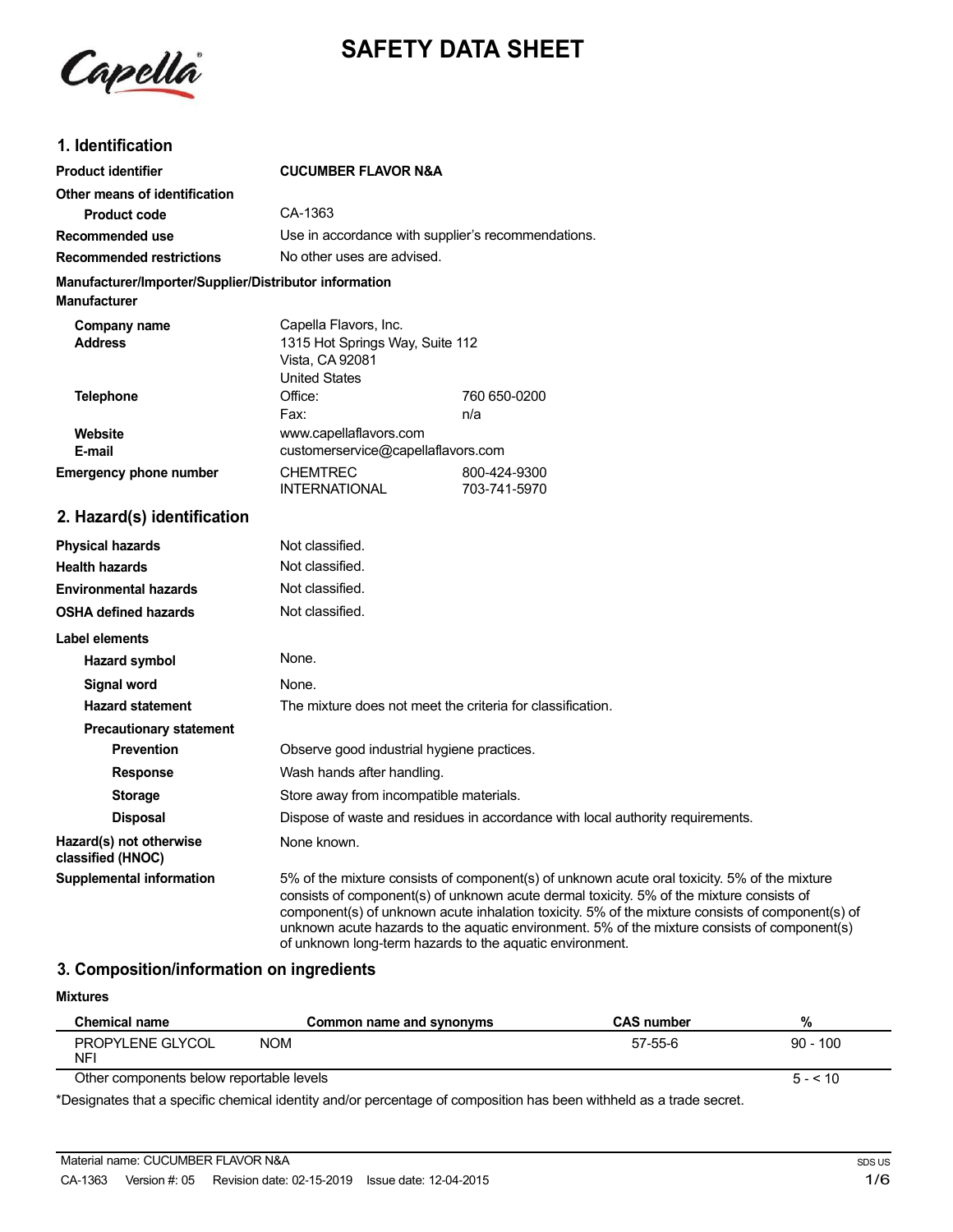# SAFETY DATA SHEET

## 1. Identification

| | | |
|---|---|---|
| **Product identifier** | **CUCUMBER FLAVOR N&A** | |
| **Other means of identification** | | |
| **Product code** | CA-1363 | |
| **Recommended use** | Use in accordance with supplier's recommendations. | |
| **Recommended restrictions** | No other uses are advised. | |

**Manufacturer/Importer/Supplier/Distributor information**

**Manufacturer**

| | | |
|---|---|---|
| **Company name** | Capella Flavors, Inc. | |
| **Address** | 1315 Hot Springs Way, Suite 112<br>Vista, CA 92081<br>United States | |
| **Telephone** | Office: | 760 650-0200 |
| | Fax: | n/a |
| **Website** | www.capellaflavors.com | |
| **E-mail** | customerservice@capellaflavors.com | |
| **Emergency phone number** | CHEMTREC | 800-424-9300 |
| | INTERNATIONAL | 703-741-5970 |

## 2. Hazard(s) identification

| | |
|---|---|
| **Physical hazards** | Not classified. |
| **Health hazards** | Not classified. |
| **Environmental hazards** | Not classified. |
| **OSHA defined hazards** | Not classified. |

**Label elements**

| | |
|---|---|
| **Hazard symbol** | None. |
| **Signal word** | None. |
| **Hazard statement** | The mixture does not meet the criteria for classification. |
| **Precautionary statement** | |
| **Prevention** | Observe good industrial hygiene practices. |
| **Response** | Wash hands after handling. |
| **Storage** | Store away from incompatible materials. |
| **Disposal** | Dispose of waste and residues in accordance with local authority requirements. |
| **Hazard(s) not otherwise classified (HNOC)** | None known. |
| **Supplemental information** | 5% of the mixture consists of component(s) of unknown acute oral toxicity. 5% of the mixture consists of component(s) of unknown acute dermal toxicity. 5% of the mixture consists of component(s) of unknown acute inhalation toxicity. 5% of the mixture consists of component(s) of unknown acute hazards to the aquatic environment. 5% of the mixture consists of component(s) of unknown long-term hazards to the aquatic environment. |

## 3. Composition/information on ingredients

**Mixtures**

| Chemical name | Common name and synonyms | CAS number | % |
|---|---|---|---|
| PROPYLENE GLYCOL NFI | NOM | 57-55-6 | 90 - 100 |
| Other components below reportable levels | | | 5 - < 10 |

*Designates that a specific chemical identity and/or percentage of composition has been withheld as a trade secret.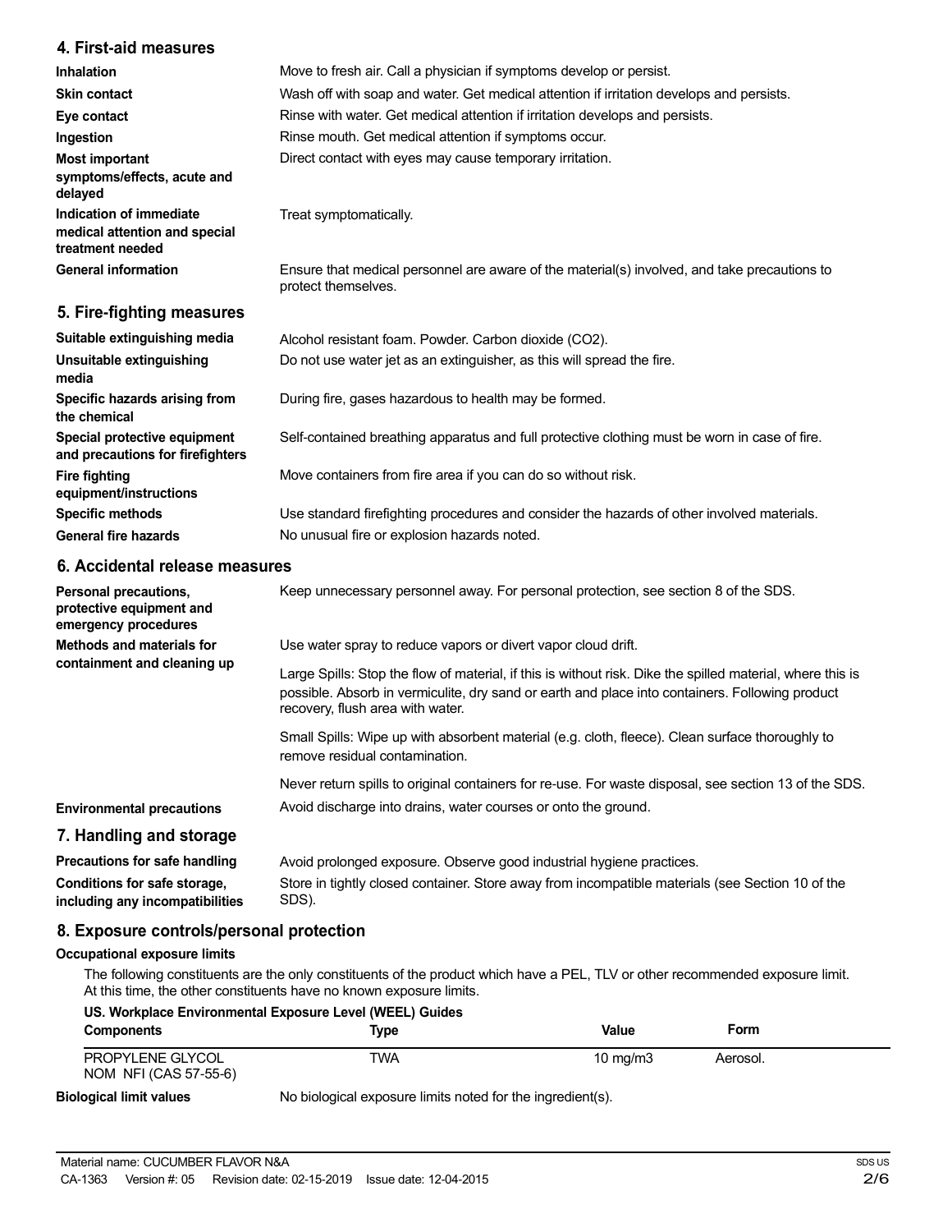## 4. First-aid measures

**Inhalation** Move to fresh air. Call a physician if symptoms develop or persist.

**Skin contact** Wash off with soap and water. Get medical attention if irritation develops and persists.

**Eye contact** Rinse with water. Get medical attention if irritation develops and persists.

**Ingestion** Rinse mouth. Get medical attention if symptoms occur.

**Most important symptoms/effects, acute and delayed** Direct contact with eyes may cause temporary irritation.

**Indication of immediate medical attention and special treatment needed** Treat symptomatically.

**General information** Ensure that medical personnel are aware of the material(s) involved, and take precautions to protect themselves.

## 5. Fire-fighting measures

**Suitable extinguishing media** Alcohol resistant foam. Powder. Carbon dioxide ($CO_2$).

**Unsuitable extinguishing media** Do not use water jet as an extinguisher, as this will spread the fire.

**Specific hazards arising from the chemical** During fire, gases hazardous to health may be formed.

**Special protective equipment and precautions for firefighters** Self-contained breathing apparatus and full protective clothing must be worn in case of fire.

**Fire fighting equipment/instructions** Move containers from fire area if you can do so without risk.

**Specific methods** Use standard firefighting procedures and consider the hazards of other involved materials.

**General fire hazards** No unusual fire or explosion hazards noted.

## 6. Accidental release measures

**Personal precautions, protective equipment and emergency procedures** Keep unnecessary personnel away. For personal protection, see section 8 of the SDS.

**Methods and materials for containment and cleaning up** Use water spray to reduce vapors or divert vapor cloud drift.

Large Spills: Stop the flow of material, if this is without risk. Dike the spilled material, where this is possible. Absorb in vermiculite, dry sand or earth and place into containers. Following product recovery, flush area with water.

Small Spills: Wipe up with absorbent material (e.g. cloth, fleece). Clean surface thoroughly to remove residual contamination.

Never return spills to original containers for re-use. For waste disposal, see section 13 of the SDS.

**Environmental precautions** Avoid discharge into drains, water courses or onto the ground.

## 7. Handling and storage

**Precautions for safe handling** Avoid prolonged exposure. Observe good industrial hygiene practices.

**Conditions for safe storage, including any incompatibilities** Store in tightly closed container. Store away from incompatible materials (see Section 10 of the SDS).

## 8. Exposure controls/personal protection

### Occupational exposure limits

The following constituents are the only constituents of the product which have a PEL, TLV or other recommended exposure limit. At this time, the other constituents have no known exposure limits.

**US. Workplace Environmental Exposure Level (WEEL) Guides**

| Components | Type | Value | Form |
|---|---|---|---|
| PROPYLENE GLYCOL NOM NFI (CAS 57-55-6) | TWA | 10 mg/m3 | Aerosol. |

**Biological limit values** No biological exposure limits noted for the ingredient(s).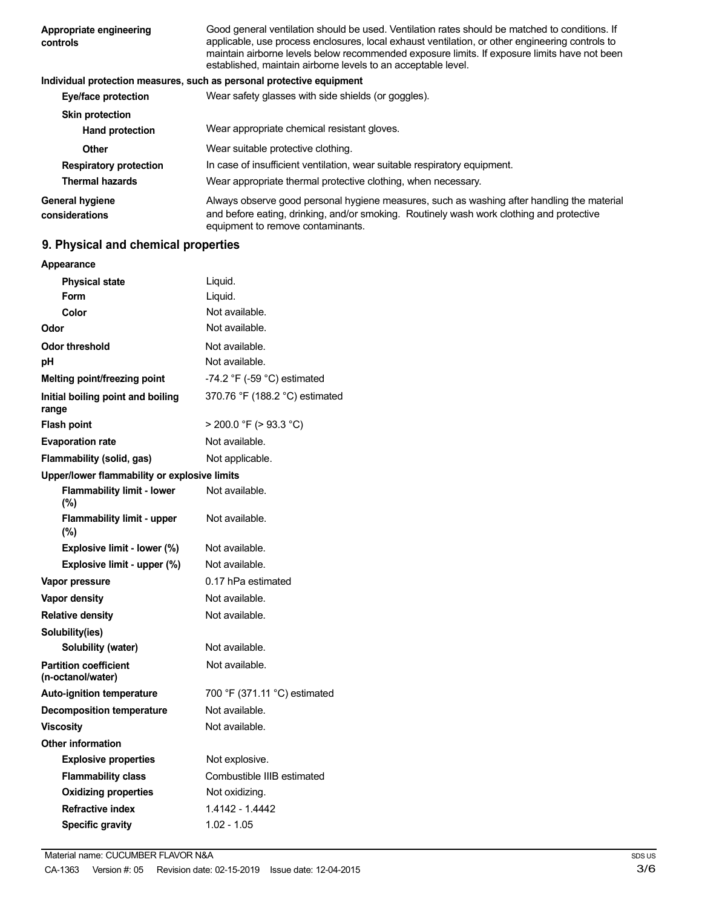| | |
|---|---|
| **Appropriate engineering controls** | Good general ventilation should be used. Ventilation rates should be matched to conditions. If applicable, use process enclosures, local exhaust ventilation, or other engineering controls to maintain airborne levels below recommended exposure limits. If exposure limits have not been established, maintain airborne levels to an acceptable level. |

**Individual protection measures, such as personal protective equipment**

| | |
|---|---|
| **Eye/face protection** | Wear safety glasses with side shields (or goggles). |
| **Skin protection** | |
| **Hand protection** | Wear appropriate chemical resistant gloves. |
| **Other** | Wear suitable protective clothing. |
| **Respiratory protection** | In case of insufficient ventilation, wear suitable respiratory equipment. |
| **Thermal hazards** | Wear appropriate thermal protective clothing, when necessary. |
| **General hygiene considerations** | Always observe good personal hygiene measures, such as washing after handling the material and before eating, drinking, and/or smoking. Routinely wash work clothing and protective equipment to remove contaminants. |

## 9. Physical and chemical properties

| | |
|---|---|
| **Appearance** | |
| **Physical state** | Liquid. |
| **Form** | Liquid. |
| **Color** | Not available. |
| **Odor** | Not available. |
| **Odor threshold** | Not available. |
| **pH** | Not available. |
| **Melting point/freezing point** | -74.2 °F (-59 °C) estimated |
| **Initial boiling point and boiling range** | 370.76 °F (188.2 °C) estimated |
| **Flash point** | > 200.0 °F (> 93.3 °C) |
| **Evaporation rate** | Not available. |
| **Flammability (solid, gas)** | Not applicable. |
| **Upper/lower flammability or explosive limits** | |
| **Flammability limit - lower (%)** | Not available. |
| **Flammability limit - upper (%)** | Not available. |
| **Explosive limit - lower (%)** | Not available. |
| **Explosive limit - upper (%)** | Not available. |
| **Vapor pressure** | 0.17 hPa estimated |
| **Vapor density** | Not available. |
| **Relative density** | Not available. |
| **Solubility(ies)** | |
| **Solubility (water)** | Not available. |
| **Partition coefficient (n-octanol/water)** | Not available. |
| **Auto-ignition temperature** | 700 °F (371.11 °C) estimated |
| **Decomposition temperature** | Not available. |
| **Viscosity** | Not available. |
| **Other information** | |
| **Explosive properties** | Not explosive. |
| **Flammability class** | Combustible IIIB estimated |
| **Oxidizing properties** | Not oxidizing. |
| **Refractive index** | 1.4142 - 1.4442 |
| **Specific gravity** | 1.02 - 1.05 |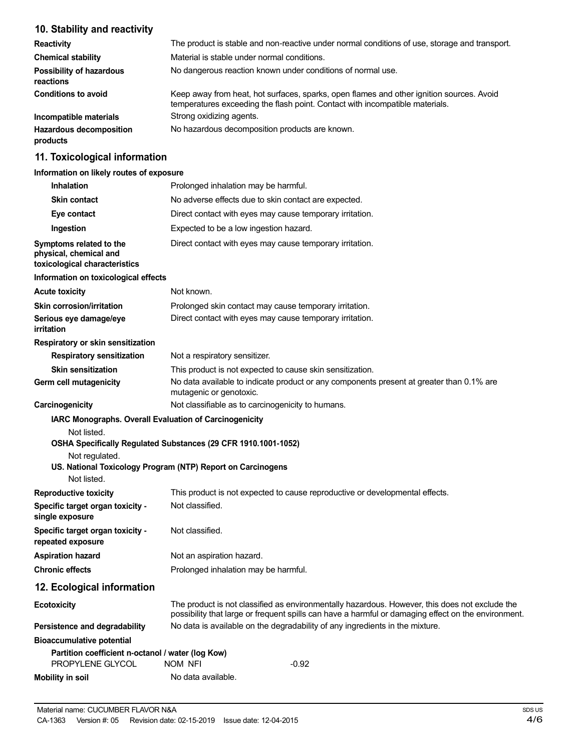## 10. Stability and reactivity

| | |
|---|---|
| **Reactivity** | The product is stable and non-reactive under normal conditions of use, storage and transport. |
| **Chemical stability** | Material is stable under normal conditions. |
| **Possibility of hazardous reactions** | No dangerous reaction known under conditions of normal use. |
| **Conditions to avoid** | Keep away from heat, hot surfaces, sparks, open flames and other ignition sources. Avoid temperatures exceeding the flash point. Contact with incompatible materials. |
| **Incompatible materials** | Strong oxidizing agents. |
| **Hazardous decomposition products** | No hazardous decomposition products are known. |

## 11. Toxicological information

**Information on likely routes of exposure**

| | |
|---|---|
| **Inhalation** | Prolonged inhalation may be harmful. |
| **Skin contact** | No adverse effects due to skin contact are expected. |
| **Eye contact** | Direct contact with eyes may cause temporary irritation. |
| **Ingestion** | Expected to be a low ingestion hazard. |
| **Symptoms related to the physical, chemical and toxicological characteristics** | Direct contact with eyes may cause temporary irritation. |

**Information on toxicological effects**

| | |
|---|---|
| **Acute toxicity** | Not known. |
| **Skin corrosion/irritation** | Prolonged skin contact may cause temporary irritation. |
| **Serious eye damage/eye irritation** | Direct contact with eyes may cause temporary irritation. |

**Respiratory or skin sensitization**

| | |
|---|---|
| **Respiratory sensitization** | Not a respiratory sensitizer. |
| **Skin sensitization** | This product is not expected to cause skin sensitization. |
| **Germ cell mutagenicity** | No data available to indicate product or any components present at greater than 0.1% are mutagenic or genotoxic. |
| **Carcinogenicity** | Not classifiable as to carcinogenicity to humans. |

**IARC Monographs. Overall Evaluation of Carcinogenicity**

Not listed.

**OSHA Specifically Regulated Substances (29 CFR 1910.1001-1052)**

Not regulated.

**US. National Toxicology Program (NTP) Report on Carcinogens**

Not listed.

| | |
|---|---|
| **Reproductive toxicity** | This product is not expected to cause reproductive or developmental effects. |
| **Specific target organ toxicity - single exposure** | Not classified. |
| **Specific target organ toxicity - repeated exposure** | Not classified. |
| **Aspiration hazard** | Not an aspiration hazard. |
| **Chronic effects** | Prolonged inhalation may be harmful. |

## 12. Ecological information

| | |
|---|---|
| **Ecotoxicity** | The product is not classified as environmentally hazardous. However, this does not exclude the possibility that large or frequent spills can have a harmful or damaging effect on the environment. |
| **Persistence and degradability** | No data is available on the degradability of any ingredients in the mixture. |

**Bioaccumulative potential**

**Partition coefficient n-octanol / water (log Kow)**

| | | |
|---|---|---|
| PROPYLENE GLYCOL | NOM NFI | -0.92 |

| | |
|---|---|
| **Mobility in soil** | No data available. |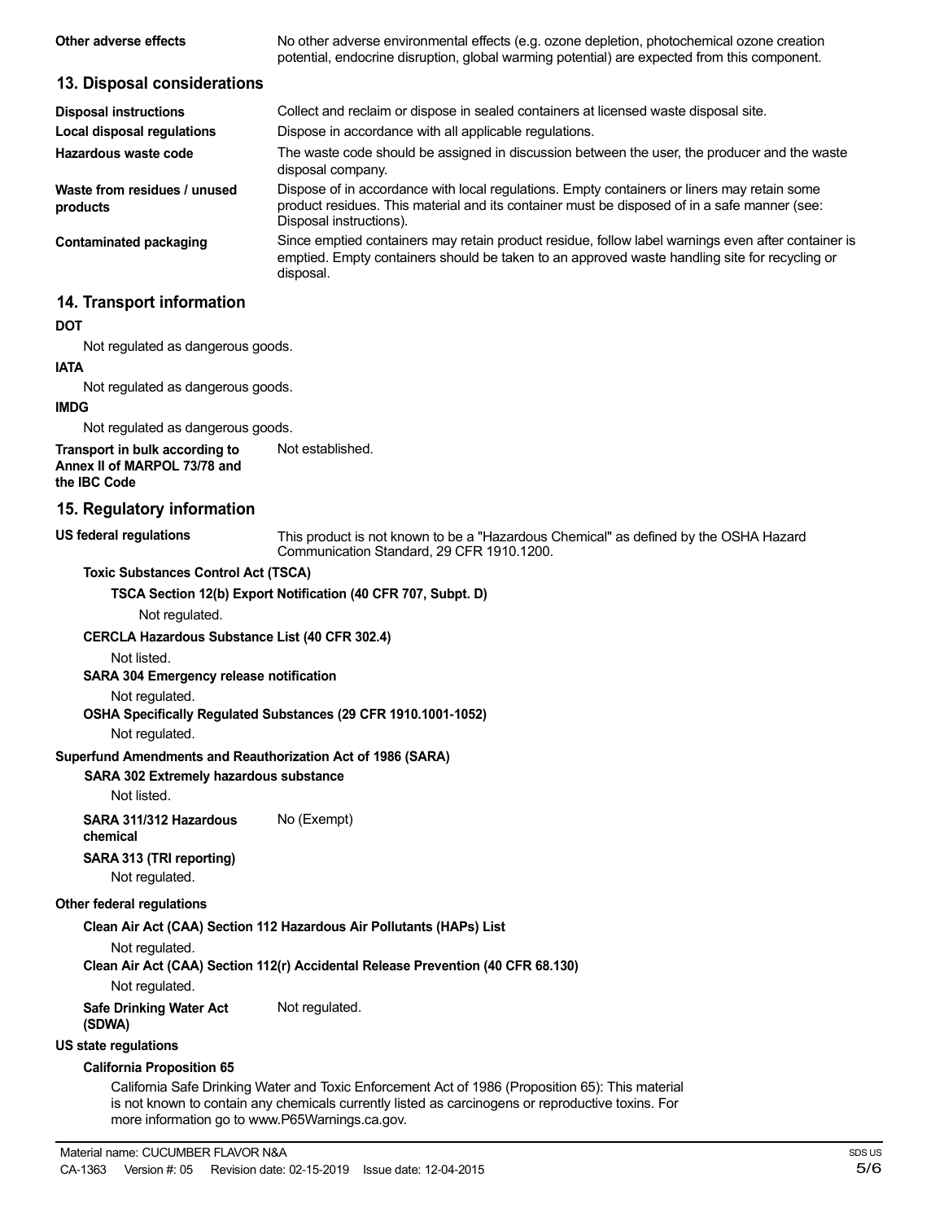**Other adverse effects** No other adverse environmental effects (e.g. ozone depletion, photochemical ozone creation potential, endocrine disruption, global warming potential) are expected from this component.

## 13. Disposal considerations

**Disposal instructions** Collect and reclaim or dispose in sealed containers at licensed waste disposal site.

**Local disposal regulations** Dispose in accordance with all applicable regulations.

**Hazardous waste code** The waste code should be assigned in discussion between the user, the producer and the waste disposal company.

**Waste from residues / unused products** Dispose of in accordance with local regulations. Empty containers or liners may retain some product residues. This material and its container must be disposed of in a safe manner (see: Disposal instructions).

**Contaminated packaging** Since emptied containers may retain product residue, follow label warnings even after container is emptied. Empty containers should be taken to an approved waste handling site for recycling or disposal.

## 14. Transport information

**DOT**

Not regulated as dangerous goods.

**IATA**

Not regulated as dangerous goods.

**IMDG**

Not regulated as dangerous goods.

**Transport in bulk according to Annex II of MARPOL 73/78 and the IBC Code** Not established.

## 15. Regulatory information

**US federal regulations** This product is not known to be a "Hazardous Chemical" as defined by the OSHA Hazard Communication Standard, 29 CFR 1910.1200.

**Toxic Substances Control Act (TSCA)**

**TSCA Section 12(b) Export Notification (40 CFR 707, Subpt. D)**

Not regulated.

**CERCLA Hazardous Substance List (40 CFR 302.4)**

Not listed.

**SARA 304 Emergency release notification**

Not regulated.

**OSHA Specifically Regulated Substances (29 CFR 1910.1001-1052)**

Not regulated.

**Superfund Amendments and Reauthorization Act of 1986 (SARA)**

**SARA 302 Extremely hazardous substance**

Not listed.

**SARA 311/312 Hazardous chemical** No (Exempt)

**SARA 313 (TRI reporting)**

Not regulated.

**Other federal regulations**

**Clean Air Act (CAA) Section 112 Hazardous Air Pollutants (HAPs) List**

Not regulated.

**Clean Air Act (CAA) Section 112(r) Accidental Release Prevention (40 CFR 68.130)**

Not regulated.

**Safe Drinking Water Act (SDWA)** Not regulated.

**US state regulations**

**California Proposition 65**

California Safe Drinking Water and Toxic Enforcement Act of 1986 (Proposition 65): This material is not known to contain any chemicals currently listed as carcinogens or reproductive toxins. For more information go to www.P65Warnings.ca.gov.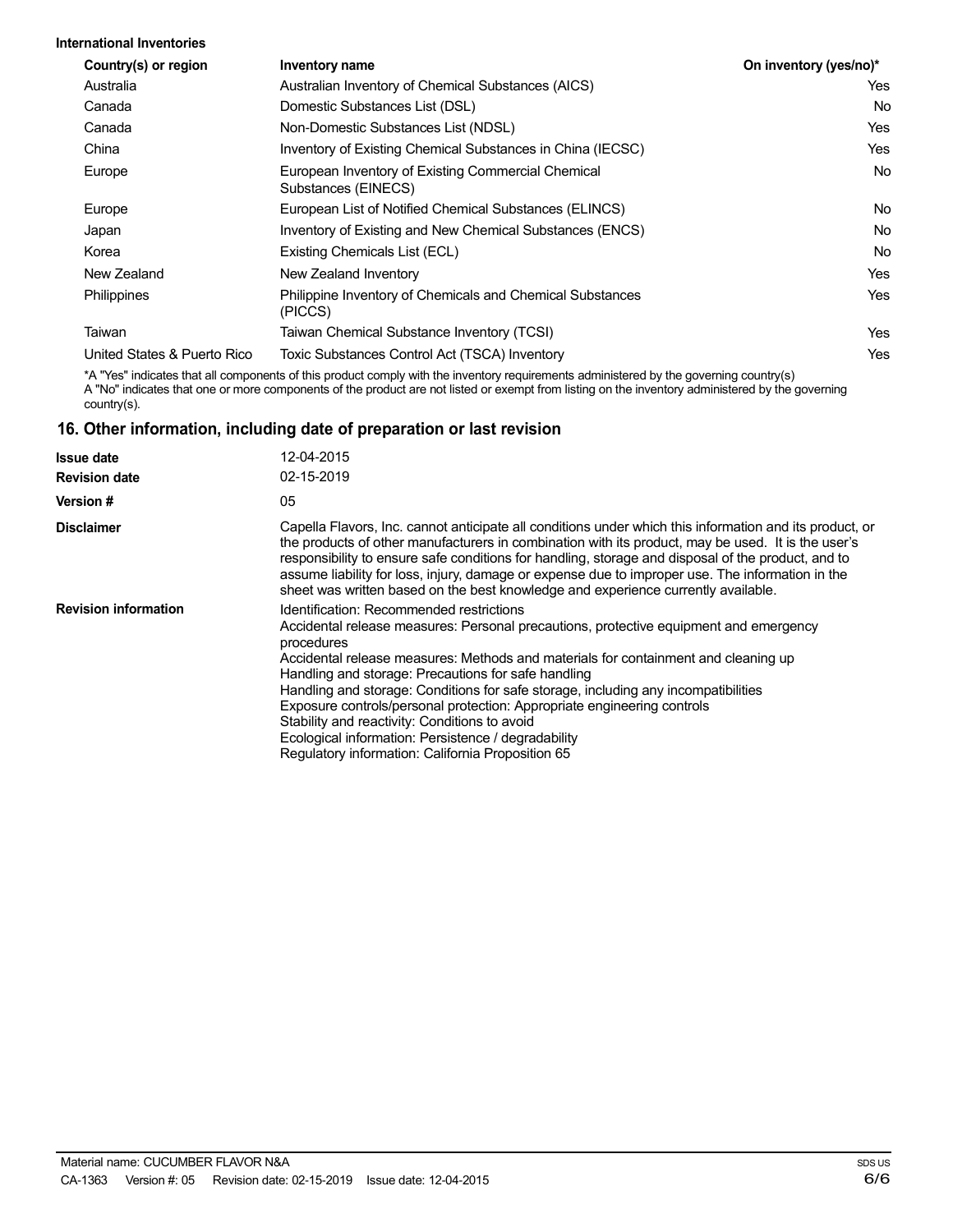**International Inventories**

| Country(s) or region | Inventory name | On inventory (yes/no)* |
| --- | --- | --- |
| Australia | Australian Inventory of Chemical Substances (AICS) | Yes |
| Canada | Domestic Substances List (DSL) | No |
| Canada | Non-Domestic Substances List (NDSL) | Yes |
| China | Inventory of Existing Chemical Substances in China (IECSC) | Yes |
| Europe | European Inventory of Existing Commercial Chemical Substances (EINECS) | No |
| Europe | European List of Notified Chemical Substances (ELINCS) | No |
| Japan | Inventory of Existing and New Chemical Substances (ENCS) | No |
| Korea | Existing Chemicals List (ECL) | No |
| New Zealand | New Zealand Inventory | Yes |
| Philippines | Philippine Inventory of Chemicals and Chemical Substances (PICCS) | Yes |
| Taiwan | Taiwan Chemical Substance Inventory (TCSI) | Yes |
| United States & Puerto Rico | Toxic Substances Control Act (TSCA) Inventory | Yes |

*A "Yes" indicates that all components of this product comply with the inventory requirements administered by the governing country(s)
A "No" indicates that one or more components of the product are not listed or exempt from listing on the inventory administered by the governing country(s).

## 16. Other information, including date of preparation or last revision

**Issue date** 12-04-2015

**Revision date** 02-15-2019

**Version #** 05

**Disclaimer**

Capella Flavors, Inc. cannot anticipate all conditions under which this information and its product, or the products of other manufacturers in combination with its product, may be used. It is the user's responsibility to ensure safe conditions for handling, storage and disposal of the product, and to assume liability for loss, injury, damage or expense due to improper use. The information in the sheet was written based on the best knowledge and experience currently available.

**Revision information**

Identification: Recommended restrictions
Accidental release measures: Personal precautions, protective equipment and emergency procedures
Accidental release measures: Methods and materials for containment and cleaning up
Handling and storage: Precautions for safe handling
Handling and storage: Conditions for safe storage, including any incompatibilities
Exposure controls/personal protection: Appropriate engineering controls
Stability and reactivity: Conditions to avoid
Ecological information: Persistence / degradability
Regulatory information: California Proposition 65